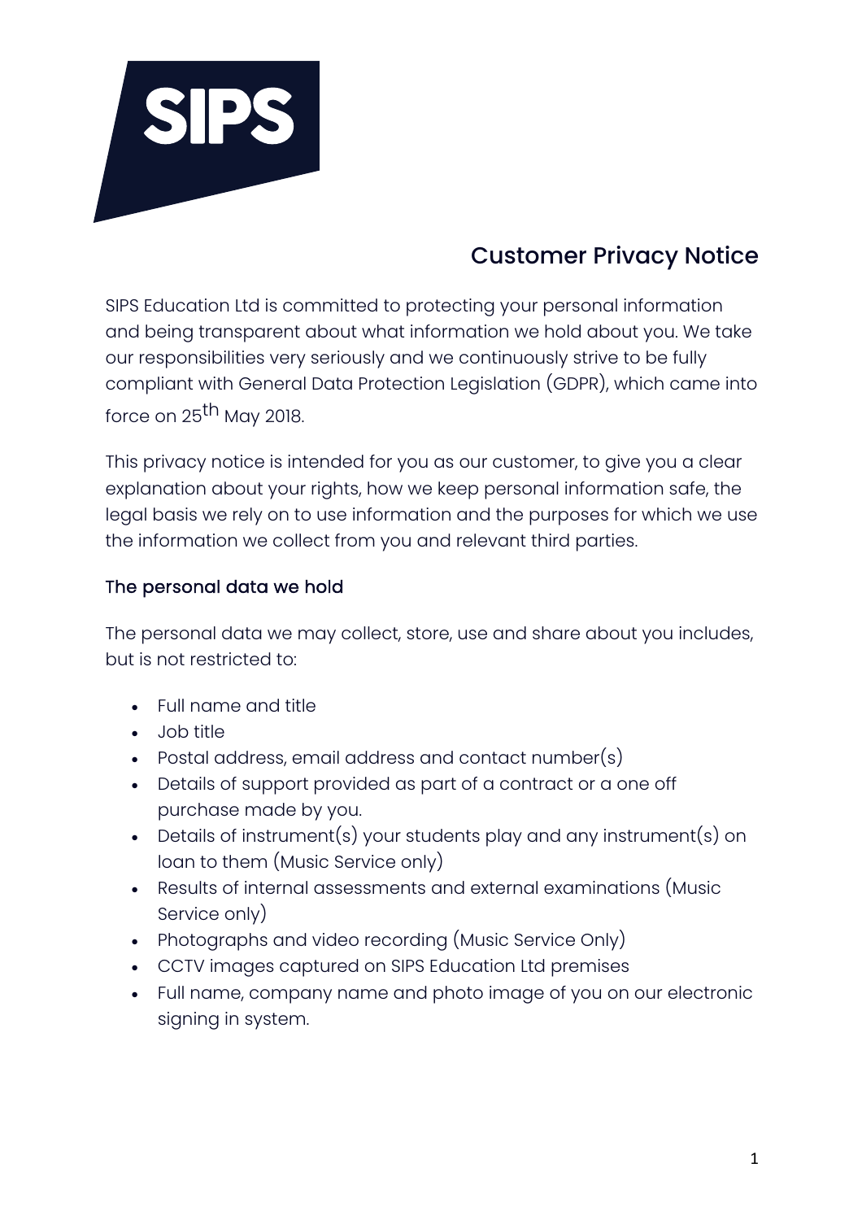SIPS

# Customer Privacy Notice

SIPS Education Ltd is committed to protecting your personal information and being transparent about what information we hold about you. We take our responsibilities very seriously and we continuously strive to be fully compliant with General Data Protection Legislation (GDPR), which came into force on 25th May 2018.

This privacy notice is intended for you as our customer, to give you a clear explanation about your rights, how we keep personal information safe, the legal basis we rely on to use information and the purposes for which we use the information we collect from you and relevant third parties.

## The personal data we hold

The personal data we may collect, store, use and share about you includes, but is not restricted to:

- Full name and title
- Job title
- Postal address, email address and contact number(s)
- Details of support provided as part of a contract or a one off purchase made by you.
- Details of instrument(s) your students play and any instrument(s) on loan to them (Music Service only)
- Results of internal assessments and external examinations (Music Service only)
- Photographs and video recording (Music Service Only)
- CCTV images captured on SIPS Education Ltd premises
- Full name, company name and photo image of you on our electronic signing in system.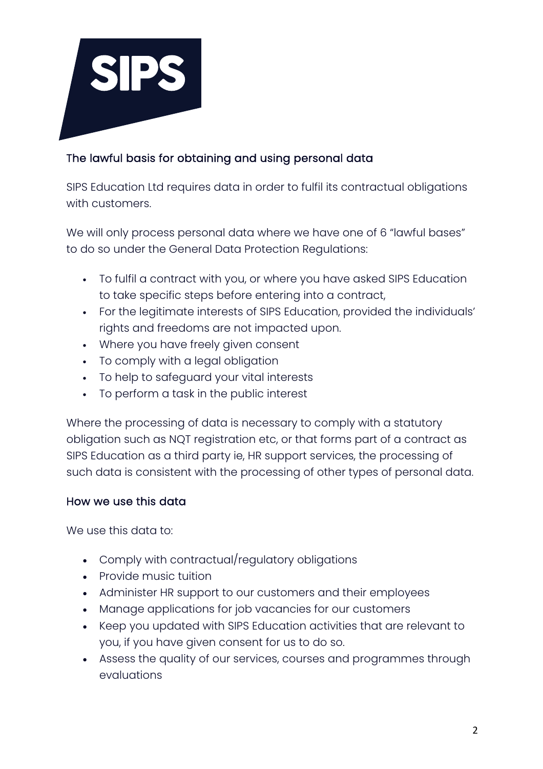## The lawful basis for obtaining and using personal data

SIPS Education Ltd requires data in order to fulfil its contractual obligations with customers.

We will only process personal data where we have one of 6 "lawful bases" to do so under the General Data Protection Regulations:

- To fulfil a contract with you, or where you have asked SIPS Education to take specific steps before entering into a contract,
- For the legitimate interests of SIPS Education, provided the individuals' rights and freedoms are not impacted upon.
- Where you have freely given consent
- To comply with a legal obligation
- To help to safeguard your vital interests
- To perform a task in the public interest

Where the processing of data is necessary to comply with a statutory obligation such as NQT registration etc, or that forms part of a contract as SIPS Education as a third party ie, HR support services, the processing of such data is consistent with the processing of other types of personal data.

## How we use this data

We use this data to:

- Comply with contractual/regulatory obligations
- Provide music tuition
- Administer HR support to our customers and their employees
- Manage applications for job vacancies for our customers
- Keep you updated with SIPS Education activities that are relevant to you, if you have given consent for us to do so.
- Assess the quality of our services, courses and programmes through evaluations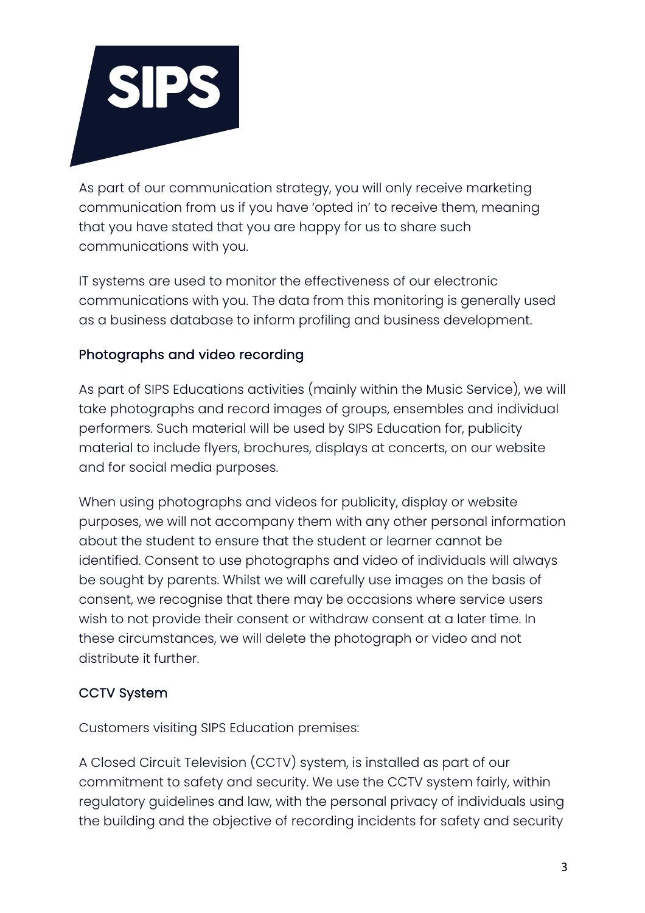As part of our communication strategy, you will only receive marketing communication from us if you have 'opted in' to receive them, meaning that you have stated that you are happy for us to share such communications with you.

IT systems are used to monitor the effectiveness of our electronic communications with you. The data from this monitoring is generally used as a business database to inform profiling and business development.

### Photographs and video recording

As part of SIPS Educations activities (mainly within the Music Service), we will take photographs and record images of groups, ensembles and individual performers. Such material will be used by SIPS Education for, publicity material to include flyers, brochures, displays at concerts, on our website and for social media purposes.

When using photographs and videos for publicity, display or website purposes, we will not accompany them with any other personal information about the student to ensure that the student or learner cannot be identified. Consent to use photographs and video of individuals will always be sought by parents. Whilst we will carefully use images on the basis of consent, we recognise that there may be occasions where service users wish to not provide their consent or withdraw consent at a later time. In these circumstances, we will delete the photograph or video and not distribute it further.

### CCTV System

Customers visiting SIPS Education premises:

A Closed Circuit Television (CCTV) system, is installed as part of our commitment to safety and security. We use the CCTV system fairly, within regulatory guidelines and law, with the personal privacy of individuals using the building and the objective of recording incidents for safety and security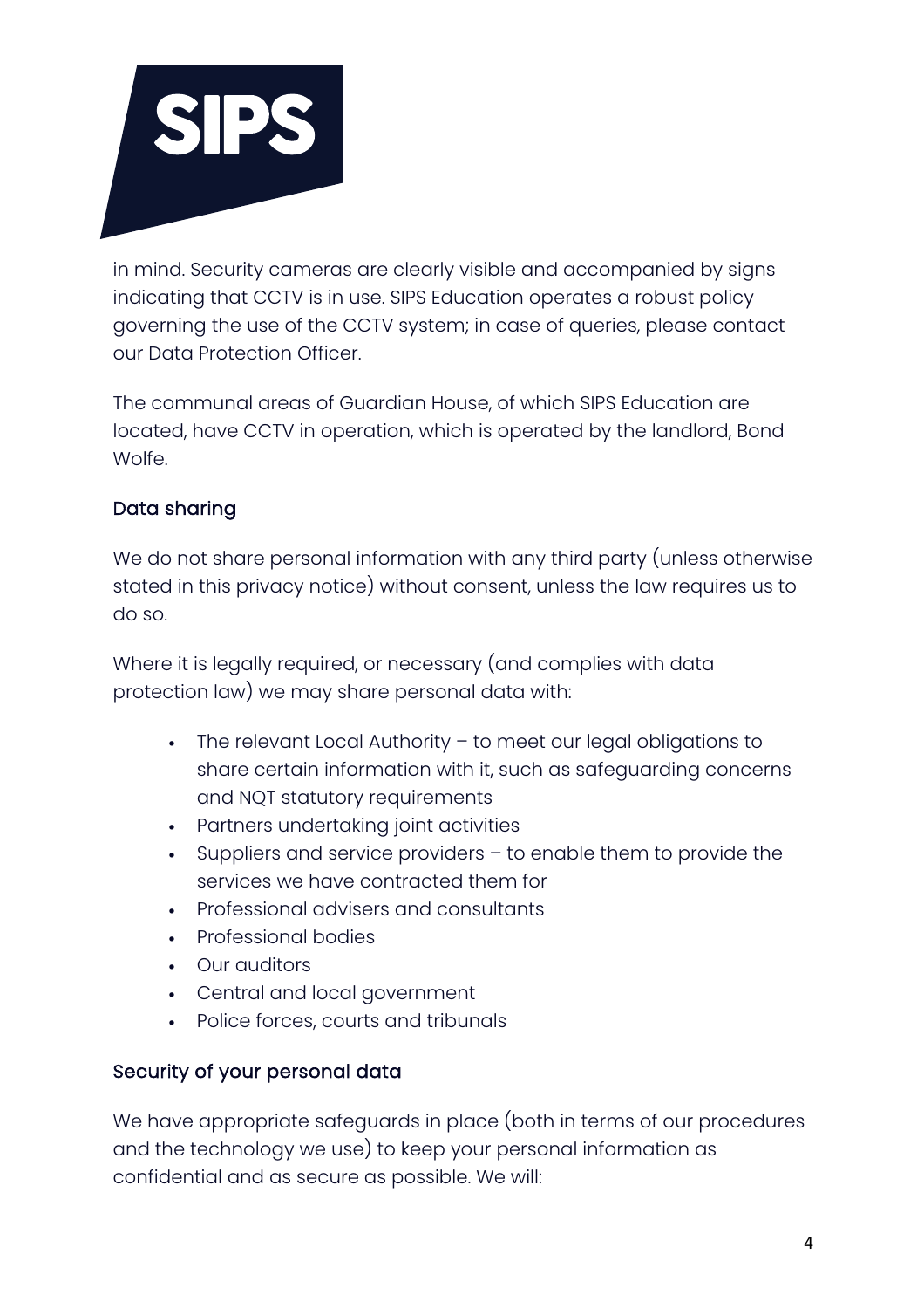in mind. Security cameras are clearly visible and accompanied by signs indicating that CCTV is in use. SIPS Education operates a robust policy governing the use of the CCTV system; in case of queries, please contact our Data Protection Officer.

The communal areas of Guardian House, of which SIPS Education are located, have CCTV in operation, which is operated by the landlord, Bond Wolfe.

### Data sharing

We do not share personal information with any third party (unless otherwise stated in this privacy notice) without consent, unless the law requires us to do so.

Where it is legally required, or necessary (and complies with data protection law) we may share personal data with:

- The relevant Local Authority – to meet our legal obligations to share certain information with it, such as safeguarding concerns and NQT statutory requirements
- Partners undertaking joint activities
- Suppliers and service providers – to enable them to provide the services we have contracted them for
- Professional advisers and consultants
- Professional bodies
- Our auditors
- Central and local government
- Police forces, courts and tribunals

### Security of your personal data

We have appropriate safeguards in place (both in terms of our procedures and the technology we use) to keep your personal information as confidential and as secure as possible. We will: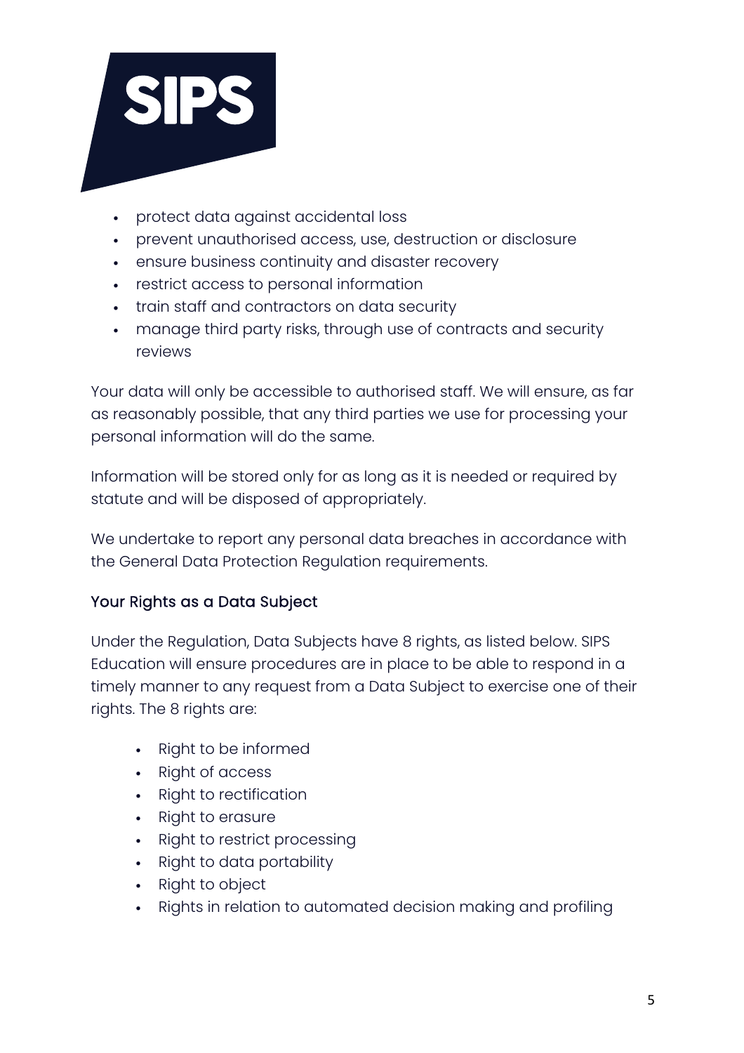- protect data against accidental loss
- prevent unauthorised access, use, destruction or disclosure
- ensure business continuity and disaster recovery
- restrict access to personal information
- train staff and contractors on data security
- manage third party risks, through use of contracts and security reviews

Your data will only be accessible to authorised staff. We will ensure, as far as reasonably possible, that any third parties we use for processing your personal information will do the same.

Information will be stored only for as long as it is needed or required by statute and will be disposed of appropriately.

We undertake to report any personal data breaches in accordance with the General Data Protection Regulation requirements.

## Your Rights as a Data Subject

Under the Regulation, Data Subjects have 8 rights, as listed below. SIPS Education will ensure procedures are in place to be able to respond in a timely manner to any request from a Data Subject to exercise one of their rights. The 8 rights are:

- Right to be informed
- Right of access
- Right to rectification
- Right to erasure
- Right to restrict processing
- Right to data portability
- Right to object
- Rights in relation to automated decision making and profiling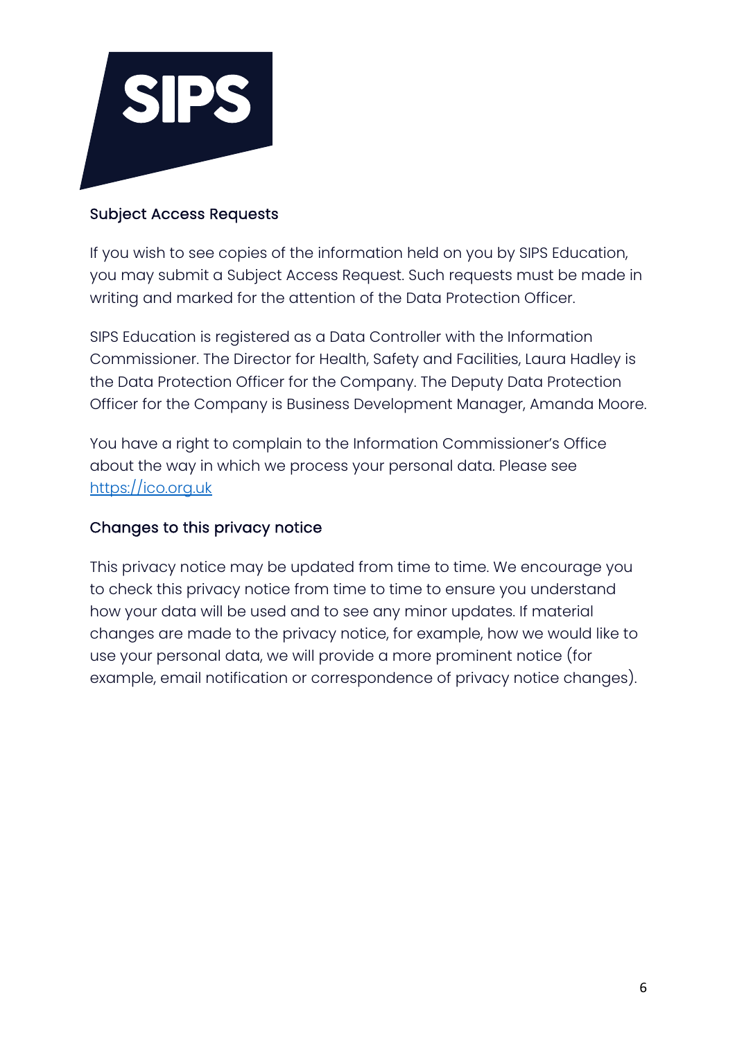## Subject Access Requests

If you wish to see copies of the information held on you by SIPS Education, you may submit a Subject Access Request. Such requests must be made in writing and marked for the attention of the Data Protection Officer.

SIPS Education is registered as a Data Controller with the Information Commissioner. The Director for Health, Safety and Facilities, Laura Hadley is the Data Protection Officer for the Company. The Deputy Data Protection Officer for the Company is Business Development Manager, Amanda Moore.

You have a right to complain to the Information Commissioner's Office about the way in which we process your personal data. Please see [https://ico.org.uk](https://ico.org.uk)

## Changes to this privacy notice

This privacy notice may be updated from time to time. We encourage you to check this privacy notice from time to time to ensure you understand how your data will be used and to see any minor updates. If material changes are made to the privacy notice, for example, how we would like to use your personal data, we will provide a more prominent notice (for example, email notification or correspondence of privacy notice changes).